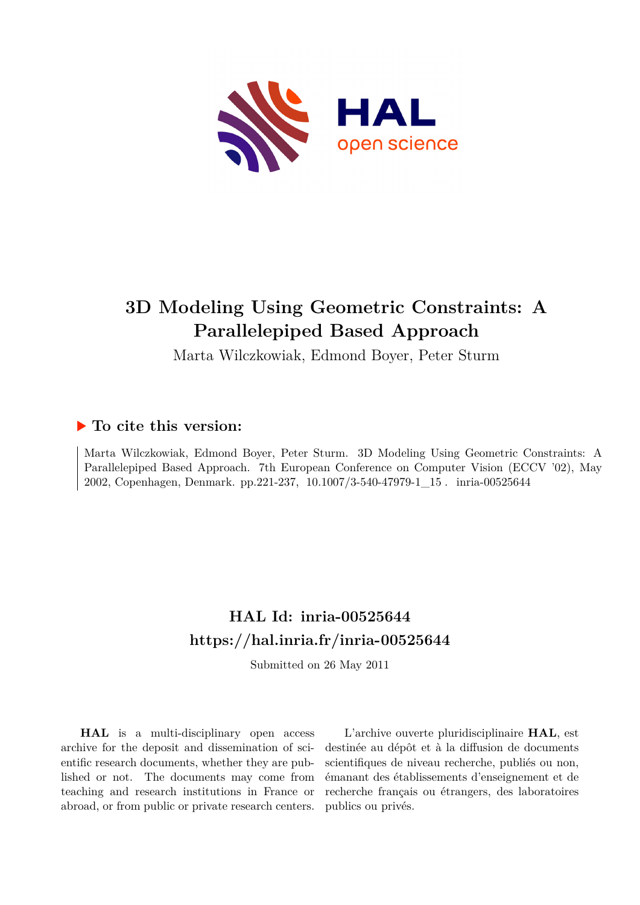# 3D Modeling Using Geometric Constraints: A Parallelepiped Based Approach

Marta Wilczkowiak, Edmond Boyer, Peter Sturm

## ▶ To cite this version:

Marta Wilczkowiak, Edmond Boyer, Peter Sturm. 3D Modeling Using Geometric Constraints: A Parallelepiped Based Approach. 7th European Conference on Computer Vision (ECCV '02), May 2002, Copenhagen, Denmark. pp.221-237, 10.1007/3-540-47979-1_15 . inria-00525644

## HAL Id: inria-00525644
## https://hal.inria.fr/inria-00525644

Submitted on 26 May 2011

**HAL** is a multi-disciplinary open access archive for the deposit and dissemination of scientific research documents, whether they are published or not. The documents may come from teaching and research institutions in France or abroad, or from public or private research centers.

L'archive ouverte pluridisciplinaire **HAL**, est destinée au dépôt et à la diffusion de documents scientifiques de niveau recherche, publiés ou non, émanant des établissements d'enseignement et de recherche français ou étrangers, des laboratoires publics ou privés.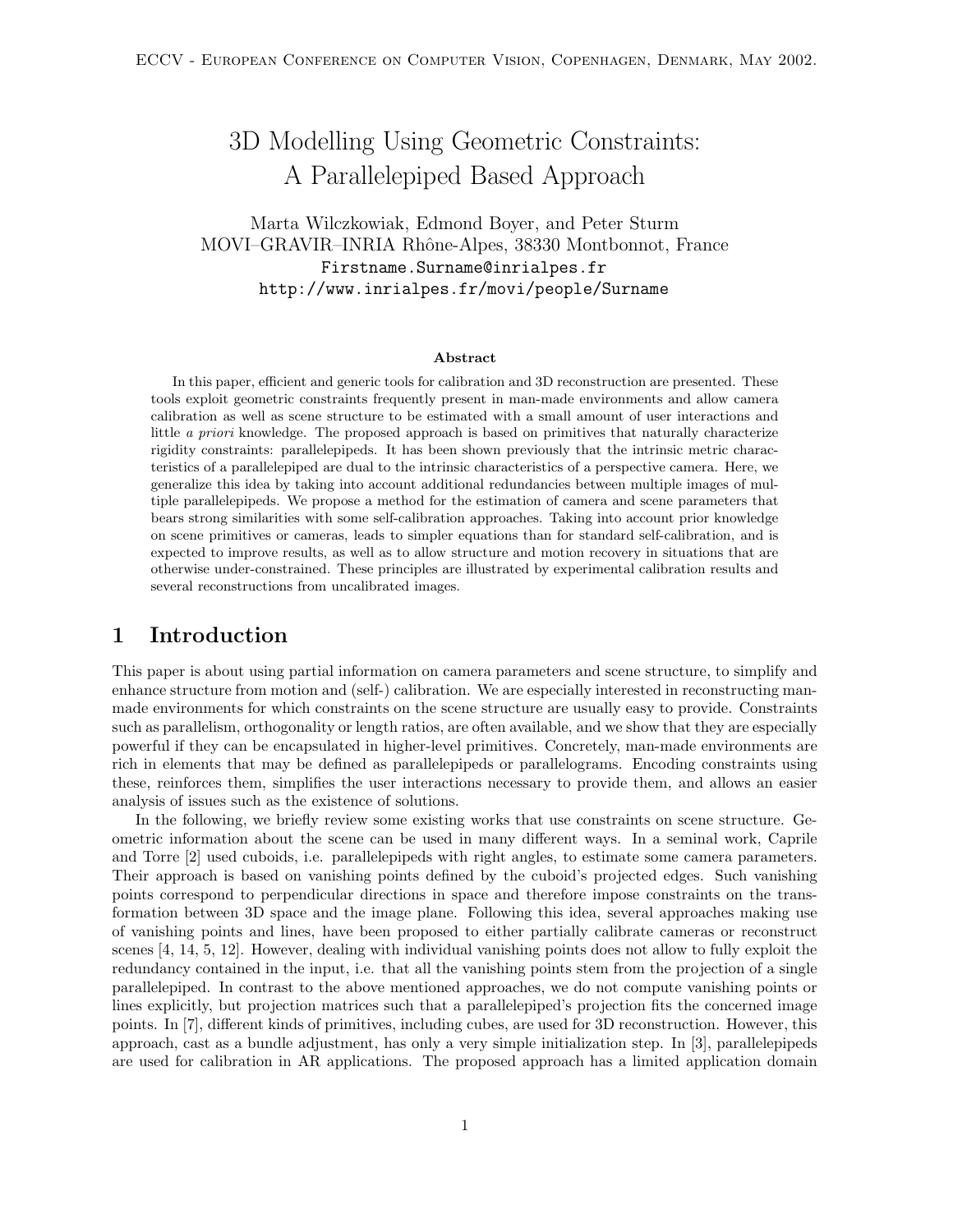# 3D Modelling Using Geometric Constraints: A Parallelepiped Based Approach

Marta Wilczkowiak, Edmond Boyer, and Peter Sturm
MOVI–GRAVIR–INRIA Rhône-Alpes, 38330 Montbonnot, France
Firstname.Surname@inrialpes.fr
http://www.inrialpes.fr/movi/people/Surname

**Abstract**

In this paper, efficient and generic tools for calibration and 3D reconstruction are presented. These tools exploit geometric constraints frequently present in man-made environments and allow camera calibration as well as scene structure to be estimated with a small amount of user interactions and little *a priori* knowledge. The proposed approach is based on primitives that naturally characterize rigidity constraints: parallelepipeds. It has been shown previously that the intrinsic metric characteristics of a parallelepiped are dual to the intrinsic characteristics of a perspective camera. Here, we generalize this idea by taking into account additional redundancies between multiple images of multiple parallelepipeds. We propose a method for the estimation of camera and scene parameters that bears strong similarities with some self-calibration approaches. Taking into account prior knowledge on scene primitives or cameras, leads to simpler equations than for standard self-calibration, and is expected to improve results, as well as to allow structure and motion recovery in situations that are otherwise under-constrained. These principles are illustrated by experimental calibration results and several reconstructions from uncalibrated images.

## 1 Introduction

This paper is about using partial information on camera parameters and scene structure, to simplify and enhance structure from motion and (self-) calibration. We are especially interested in reconstructing man-made environments for which constraints on the scene structure are usually easy to provide. Constraints such as parallelism, orthogonality or length ratios, are often available, and we show that they are especially powerful if they can be encapsulated in higher-level primitives. Concretely, man-made environments are rich in elements that may be defined as parallelepipeds or parallelograms. Encoding constraints using these, reinforces them, simplifies the user interactions necessary to provide them, and allows an easier analysis of issues such as the existence of solutions.

In the following, we briefly review some existing works that use constraints on scene structure. Geometric information about the scene can be used in many different ways. In a seminal work, Caprile and Torre [2] used cuboids, i.e. parallelepipeds with right angles, to estimate some camera parameters. Their approach is based on vanishing points defined by the cuboid's projected edges. Such vanishing points correspond to perpendicular directions in space and therefore impose constraints on the transformation between 3D space and the image plane. Following this idea, several approaches making use of vanishing points and lines, have been proposed to either partially calibrate cameras or reconstruct scenes [4, 14, 5, 12]. However, dealing with individual vanishing points does not allow to fully exploit the redundancy contained in the input, i.e. that all the vanishing points stem from the projection of a single parallelepiped. In contrast to the above mentioned approaches, we do not compute vanishing points or lines explicitly, but projection matrices such that a parallelepiped's projection fits the concerned image points. In [7], different kinds of primitives, including cubes, are used for 3D reconstruction. However, this approach, cast as a bundle adjustment, has only a very simple initialization step. In [3], parallelepipeds are used for calibration in AR applications. The proposed approach has a limited application domain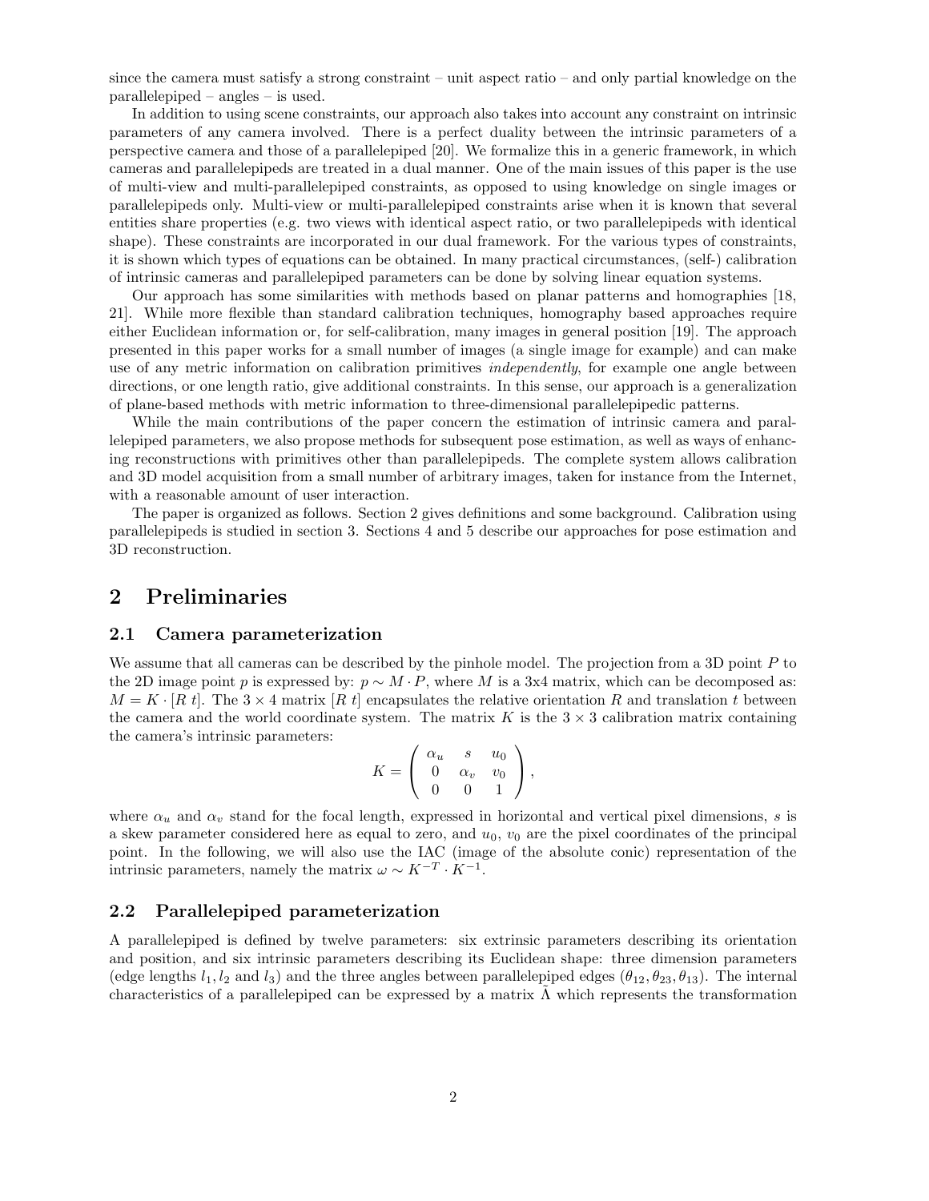since the camera must satisfy a strong constraint – unit aspect ratio – and only partial knowledge on the parallelepiped – angles – is used.

In addition to using scene constraints, our approach also takes into account any constraint on intrinsic parameters of any camera involved. There is a perfect duality between the intrinsic parameters of a perspective camera and those of a parallelepiped [20]. We formalize this in a generic framework, in which cameras and parallelepipeds are treated in a dual manner. One of the main issues of this paper is the use of multi-view and multi-parallelepiped constraints, as opposed to using knowledge on single images or parallelepipeds only. Multi-view or multi-parallelepiped constraints arise when it is known that several entities share properties (e.g. two views with identical aspect ratio, or two parallelepipeds with identical shape). These constraints are incorporated in our dual framework. For the various types of constraints, it is shown which types of equations can be obtained. In many practical circumstances, (self-) calibration of intrinsic cameras and parallelepiped parameters can be done by solving linear equation systems.

Our approach has some similarities with methods based on planar patterns and homographies [18, 21]. While more flexible than standard calibration techniques, homography based approaches require either Euclidean information or, for self-calibration, many images in general position [19]. The approach presented in this paper works for a small number of images (a single image for example) and can make use of any metric information on calibration primitives *independently*, for example one angle between directions, or one length ratio, give additional constraints. In this sense, our approach is a generalization of plane-based methods with metric information to three-dimensional parallelepipedic patterns.

While the main contributions of the paper concern the estimation of intrinsic camera and parallelepiped parameters, we also propose methods for subsequent pose estimation, as well as ways of enhancing reconstructions with primitives other than parallelepipeds. The complete system allows calibration and 3D model acquisition from a small number of arbitrary images, taken for instance from the Internet, with a reasonable amount of user interaction.

The paper is organized as follows. Section 2 gives definitions and some background. Calibration using parallelepipeds is studied in section 3. Sections 4 and 5 describe our approaches for pose estimation and 3D reconstruction.

# 2 Preliminaries

## 2.1 Camera parameterization

We assume that all cameras can be described by the pinhole model. The projection from a 3D point $P$ to the 2D image point $p$ is expressed by: $p \sim M \cdot P$, where $M$ is a 3x4 matrix, which can be decomposed as: $M = K \cdot [R\ t]$. The $3 \times 4$ matrix $[R\ t]$ encapsulates the relative orientation $R$ and translation $t$ between the camera and the world coordinate system. The matrix $K$ is the $3 \times 3$ calibration matrix containing the camera's intrinsic parameters:

$$K = \begin{pmatrix} \alpha_u & s & u_0 \\ 0 & \alpha_v & v_0 \\ 0 & 0 & 1 \end{pmatrix},$$

where $\alpha_u$ and $\alpha_v$ stand for the focal length, expressed in horizontal and vertical pixel dimensions, $s$ is a skew parameter considered here as equal to zero, and $u_0$, $v_0$ are the pixel coordinates of the principal point. In the following, we will also use the IAC (image of the absolute conic) representation of the intrinsic parameters, namely the matrix $\omega \sim K^{-T} \cdot K^{-1}$.

## 2.2 Parallelepiped parameterization

A parallelepiped is defined by twelve parameters: six extrinsic parameters describing its orientation and position, and six intrinsic parameters describing its Euclidean shape: three dimension parameters (edge lengths $l_1, l_2$ and $l_3$) and the three angles between parallelepiped edges ($\theta_{12}, \theta_{23}, \theta_{13}$). The internal characteristics of a parallelepiped can be expressed by a matrix $\tilde{\Lambda}$ which represents the transformation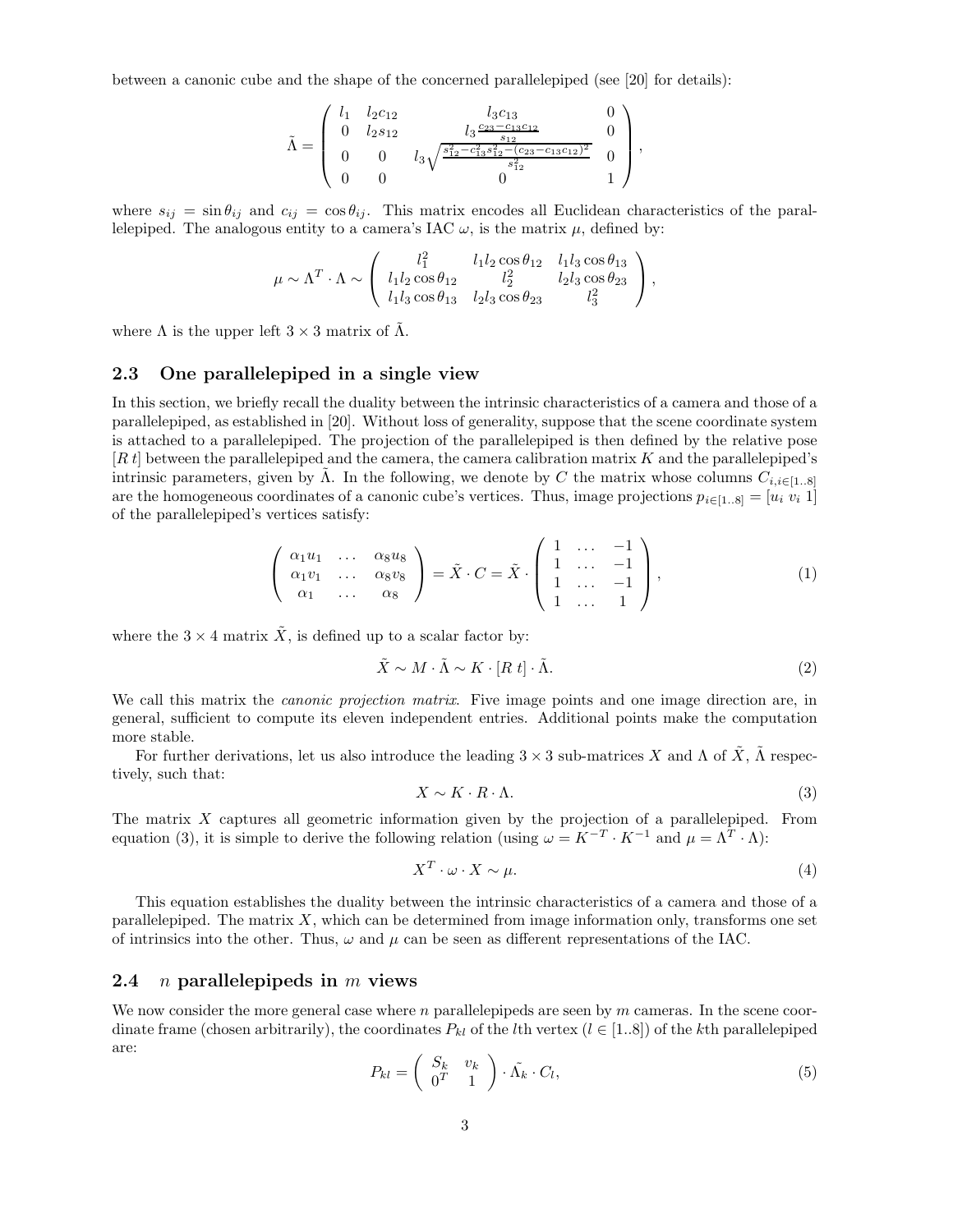between a canonic cube and the shape of the concerned parallelepiped (see [20] for details):

$$
\tilde{\Lambda} = \begin{pmatrix} l_1 & l_2 c_{12} & l_3 c_{13} & 0 \\ 0 & l_2 s_{12} & l_3 \frac{c_{23} - c_{13} c_{12}}{s_{12}} & 0 \\ 0 & 0 & l_3 \sqrt{\frac{s_{12}^2 - c_{13}^2 s_{12}^2 - (c_{23} - c_{13} c_{12})^2}{s_{12}^2}} & 0 \\ 0 & 0 & 0 & 1 \end{pmatrix},
$$

where $s_{ij} = \sin\theta_{ij}$ and $c_{ij} = \cos\theta_{ij}$. This matrix encodes all Euclidean characteristics of the parallelepiped. The analogous entity to a camera's IAC $\omega$, is the matrix $\mu$, defined by:

$$
\mu \sim \Lambda^T \cdot \Lambda \sim \begin{pmatrix} l_1^2 & l_1 l_2 \cos\theta_{12} & l_1 l_3 \cos\theta_{13} \\ l_1 l_2 \cos\theta_{12} & l_2^2 & l_2 l_3 \cos\theta_{23} \\ l_1 l_3 \cos\theta_{13} & l_2 l_3 \cos\theta_{23} & l_3^2 \end{pmatrix},
$$

where $\Lambda$ is the upper left $3 \times 3$ matrix of $\tilde{\Lambda}$.

## 2.3 One parallelepiped in a single view

In this section, we briefly recall the duality between the intrinsic characteristics of a camera and those of a parallelepiped, as established in [20]. Without loss of generality, suppose that the scene coordinate system is attached to a parallelepiped. The projection of the parallelepiped is then defined by the relative pose $[R\, t]$ between the parallelepiped and the camera, the camera calibration matrix $K$ and the parallelepiped's intrinsic parameters, given by $\tilde{\Lambda}$. In the following, we denote by $C$ the matrix whose columns $C_{i,i\in[1..8]}$ are the homogeneous coordinates of a canonic cube's vertices. Thus, image projections $p_{i\in[1..8]} = [u_i\ v_i\ 1]$ of the parallelepiped's vertices satisfy:

$$
\begin{pmatrix} \alpha_1 u_1 & \dots & \alpha_8 u_8 \\ \alpha_1 v_1 & \dots & \alpha_8 v_8 \\ \alpha_1 & \dots & \alpha_8 \end{pmatrix} = \tilde{X} \cdot C = \tilde{X} \cdot \begin{pmatrix} 1 & \dots & -1 \\ 1 & \dots & -1 \\ 1 & \dots & -1 \\ 1 & \dots & 1 \end{pmatrix}, \tag{1}
$$

where the $3 \times 4$ matrix $\tilde{X}$, is defined up to a scalar factor by:

$$
\tilde{X} \sim M \cdot \tilde{\Lambda} \sim K \cdot [R\ t] \cdot \tilde{\Lambda}. \tag{2}
$$

We call this matrix the *canonic projection matrix*. Five image points and one image direction are, in general, sufficient to compute its eleven independent entries. Additional points make the computation more stable.

For further derivations, let us also introduce the leading $3 \times 3$ sub-matrices $X$ and $\Lambda$ of $\tilde{X}$, $\tilde{\Lambda}$ respectively, such that:

$$
X \sim K \cdot R \cdot \Lambda. \tag{3}
$$

The matrix $X$ captures all geometric information given by the projection of a parallelepiped. From equation (3), it is simple to derive the following relation (using $\omega = K^{-T} \cdot K^{-1}$ and $\mu = \Lambda^T \cdot \Lambda$):

$$
X^T \cdot \omega \cdot X \sim \mu. \tag{4}
$$

This equation establishes the duality between the intrinsic characteristics of a camera and those of a parallelepiped. The matrix $X$, which can be determined from image information only, transforms one set of intrinsics into the other. Thus, $\omega$ and $\mu$ can be seen as different representations of the IAC.

## 2.4 $n$ parallelepipeds in $m$ views

We now consider the more general case where $n$ parallelepipeds are seen by $m$ cameras. In the scene coordinate frame (chosen arbitrarily), the coordinates $P_{kl}$ of the $l$th vertex ($l \in [1..8]$) of the $k$th parallelepiped are:

$$
P_{kl} = \begin{pmatrix} S_k & v_k \\ 0^T & 1 \end{pmatrix} \cdot \tilde{\Lambda_k} \cdot C_l, \tag{5}
$$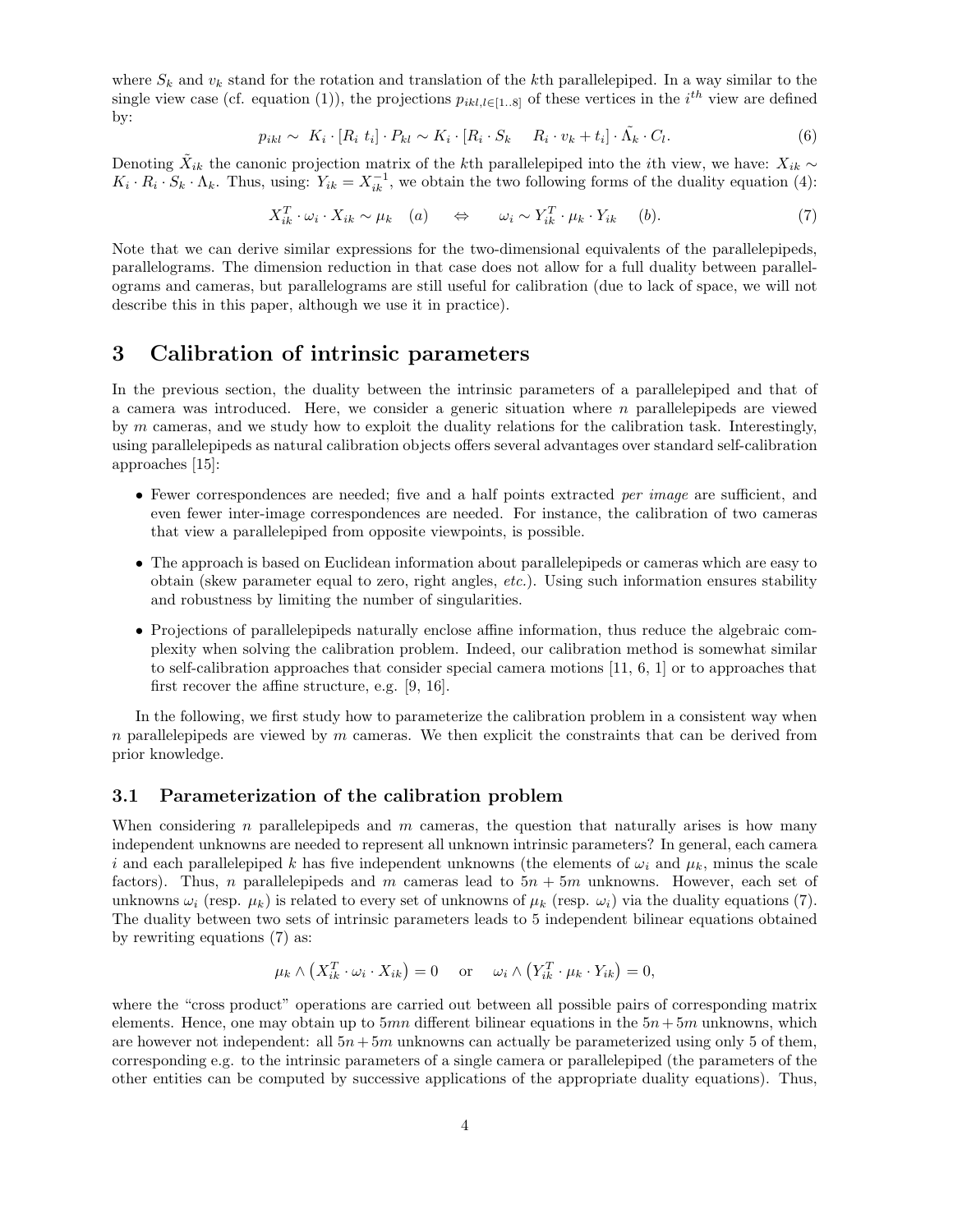where $S_k$ and $v_k$ stand for the rotation and translation of the $k$th parallelepiped. In a way similar to the single view case (cf. equation (1)), the projections $p_{ikl,l\in[1..8]}$ of these vertices in the $i^{th}$ view are defined by:

$$p_{ikl} \sim K_i \cdot [R_i \; t_i] \cdot P_{kl} \sim K_i \cdot [R_i \cdot S_k \quad R_i \cdot v_k + t_i] \cdot \tilde{\Lambda}_k \cdot C_l. \tag{6}$$

Denoting $\tilde{X}_{ik}$ the canonic projection matrix of the $k$th parallelepiped into the $i$th view, we have: $X_{ik} \sim K_i \cdot R_i \cdot S_k \cdot \Lambda_k$. Thus, using: $Y_{ik} = X_{ik}^{-1}$, we obtain the two following forms of the duality equation (4):

$$X_{ik}^T \cdot \omega_i \cdot X_{ik} \sim \mu_k \quad (a) \qquad \Leftrightarrow \qquad \omega_i \sim Y_{ik}^T \cdot \mu_k \cdot Y_{ik} \quad (b). \tag{7}$$

Note that we can derive similar expressions for the two-dimensional equivalents of the parallelepipeds, parallelograms. The dimension reduction in that case does not allow for a full duality between parallelograms and cameras, but parallelograms are still useful for calibration (due to lack of space, we will not describe this in this paper, although we use it in practice).

## 3 Calibration of intrinsic parameters

In the previous section, the duality between the intrinsic parameters of a parallelepiped and that of a camera was introduced. Here, we consider a generic situation where $n$ parallelepipeds are viewed by $m$ cameras, and we study how to exploit the duality relations for the calibration task. Interestingly, using parallelepipeds as natural calibration objects offers several advantages over standard self-calibration approaches [15]:

- Fewer correspondences are needed; five and a half points extracted *per image* are sufficient, and even fewer inter-image correspondences are needed. For instance, the calibration of two cameras that view a parallelepiped from opposite viewpoints, is possible.
- The approach is based on Euclidean information about parallelepipeds or cameras which are easy to obtain (skew parameter equal to zero, right angles, *etc.*). Using such information ensures stability and robustness by limiting the number of singularities.
- Projections of parallelepipeds naturally enclose affine information, thus reduce the algebraic complexity when solving the calibration problem. Indeed, our calibration method is somewhat similar to self-calibration approaches that consider special camera motions [11, 6, 1] or to approaches that first recover the affine structure, e.g. [9, 16].

In the following, we first study how to parameterize the calibration problem in a consistent way when $n$ parallelepipeds are viewed by $m$ cameras. We then explicit the constraints that can be derived from prior knowledge.

### 3.1 Parameterization of the calibration problem

When considering $n$ parallelepipeds and $m$ cameras, the question that naturally arises is how many independent unknowns are needed to represent all unknown intrinsic parameters? In general, each camera $i$ and each parallelepiped $k$ has five independent unknowns (the elements of $\omega_i$ and $\mu_k$, minus the scale factors). Thus, $n$ parallelepipeds and $m$ cameras lead to $5n + 5m$ unknowns. However, each set of unknowns $\omega_i$ (resp. $\mu_k$) is related to every set of unknowns of $\mu_k$ (resp. $\omega_i$) via the duality equations (7). The duality between two sets of intrinsic parameters leads to 5 independent bilinear equations obtained by rewriting equations (7) as:

$$\mu_k \wedge \left(X_{ik}^T \cdot \omega_i \cdot X_{ik}\right) = 0 \quad \text{or} \quad \omega_i \wedge \left(Y_{ik}^T \cdot \mu_k \cdot Y_{ik}\right) = 0,$$

where the "cross product" operations are carried out between all possible pairs of corresponding matrix elements. Hence, one may obtain up to $5mn$ different bilinear equations in the $5n+5m$ unknowns, which are however not independent: all $5n+5m$ unknowns can actually be parameterized using only 5 of them, corresponding e.g. to the intrinsic parameters of a single camera or parallelepiped (the parameters of the other entities can be computed by successive applications of the appropriate duality equations). Thus,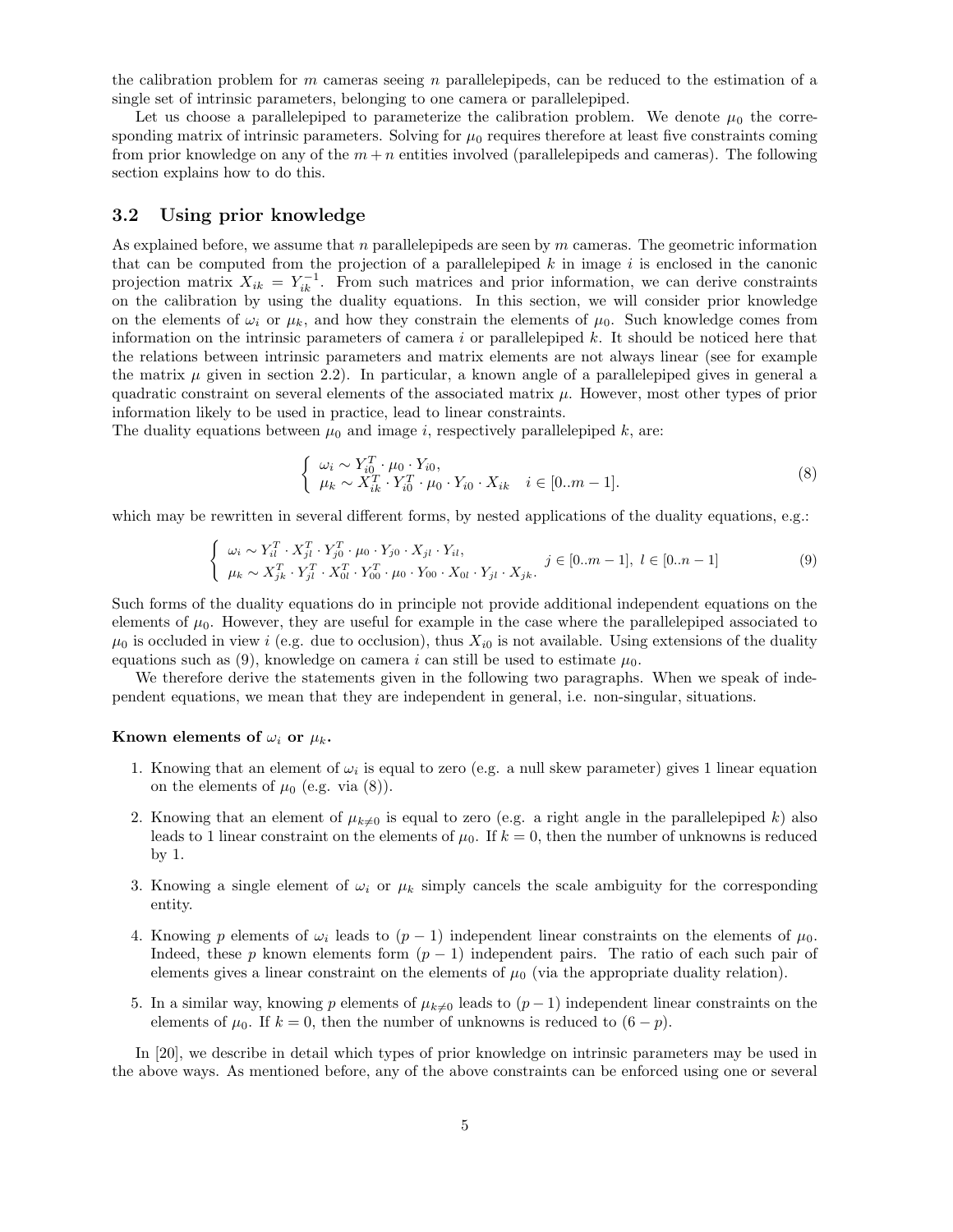the calibration problem for $m$ cameras seeing $n$ parallelepipeds, can be reduced to the estimation of a single set of intrinsic parameters, belonging to one camera or parallelepiped.

Let us choose a parallelepiped to parameterize the calibration problem. We denote $\mu_0$ the corresponding matrix of intrinsic parameters. Solving for $\mu_0$ requires therefore at least five constraints coming from prior knowledge on any of the $m+n$ entities involved (parallelepipeds and cameras). The following section explains how to do this.

## 3.2 Using prior knowledge

As explained before, we assume that $n$ parallelepipeds are seen by $m$ cameras. The geometric information that can be computed from the projection of a parallelepiped $k$ in image $i$ is enclosed in the canonic projection matrix $X_{ik} = Y_{ik}^{-1}$. From such matrices and prior information, we can derive constraints on the calibration by using the duality equations. In this section, we will consider prior knowledge on the elements of $\omega_i$ or $\mu_k$, and how they constrain the elements of $\mu_0$. Such knowledge comes from information on the intrinsic parameters of camera $i$ or parallelepiped $k$. It should be noticed here that the relations between intrinsic parameters and matrix elements are not always linear (see for example the matrix $\mu$ given in section 2.2). In particular, a known angle of a parallelepiped gives in general a quadratic constraint on several elements of the associated matrix $\mu$. However, most other types of prior information likely to be used in practice, lead to linear constraints.
The duality equations between $\mu_0$ and image $i$, respectively parallelepiped $k$, are:

$$
\begin{cases} \omega_i \sim Y_{i0}^T \cdot \mu_0 \cdot Y_{i0}, \\ \mu_k \sim X_{ik}^T \cdot Y_{i0}^T \cdot \mu_0 \cdot Y_{i0} \cdot X_{ik} \quad i \in [0..m-1]. \end{cases} \tag{8}
$$

which may be rewritten in several different forms, by nested applications of the duality equations, e.g.:

$$
\begin{cases} \omega_i \sim Y_{il}^T \cdot X_{jl}^T \cdot Y_{j0}^T \cdot \mu_0 \cdot Y_{j0} \cdot X_{jl} \cdot Y_{il}, \\ \mu_k \sim X_{jk}^T \cdot Y_{jl}^T \cdot X_{0l}^T \cdot Y_{00}^T \cdot \mu_0 \cdot Y_{00} \cdot X_{0l} \cdot Y_{jl} \cdot X_{jk}. \end{cases} \quad j \in [0..m-1],\ l \in [0..n-1] \tag{9}
$$

Such forms of the duality equations do in principle not provide additional independent equations on the elements of $\mu_0$. However, they are useful for example in the case where the parallelepiped associated to $\mu_0$ is occluded in view $i$ (e.g. due to occlusion), thus $X_{i0}$ is not available. Using extensions of the duality equations such as (9), knowledge on camera $i$ can still be used to estimate $\mu_0$.

We therefore derive the statements given in the following two paragraphs. When we speak of independent equations, we mean that they are independent in general, i.e. non-singular, situations.

**Known elements of $\omega_i$ or $\mu_k$.**

1. Knowing that an element of $\omega_i$ is equal to zero (e.g. a null skew parameter) gives 1 linear equation on the elements of $\mu_0$ (e.g. via (8)).
2. Knowing that an element of $\mu_{k\neq 0}$ is equal to zero (e.g. a right angle in the parallelepiped $k$) also leads to 1 linear constraint on the elements of $\mu_0$. If $k = 0$, then the number of unknowns is reduced by 1.
3. Knowing a single element of $\omega_i$ or $\mu_k$ simply cancels the scale ambiguity for the corresponding entity.
4. Knowing $p$ elements of $\omega_i$ leads to $(p-1)$ independent linear constraints on the elements of $\mu_0$. Indeed, these $p$ known elements form $(p-1)$ independent pairs. The ratio of each such pair of elements gives a linear constraint on the elements of $\mu_0$ (via the appropriate duality relation).
5. In a similar way, knowing $p$ elements of $\mu_{k\neq 0}$ leads to $(p-1)$ independent linear constraints on the elements of $\mu_0$. If $k = 0$, then the number of unknowns is reduced to $(6-p)$.

In [20], we describe in detail which types of prior knowledge on intrinsic parameters may be used in the above ways. As mentioned before, any of the above constraints can be enforced using one or several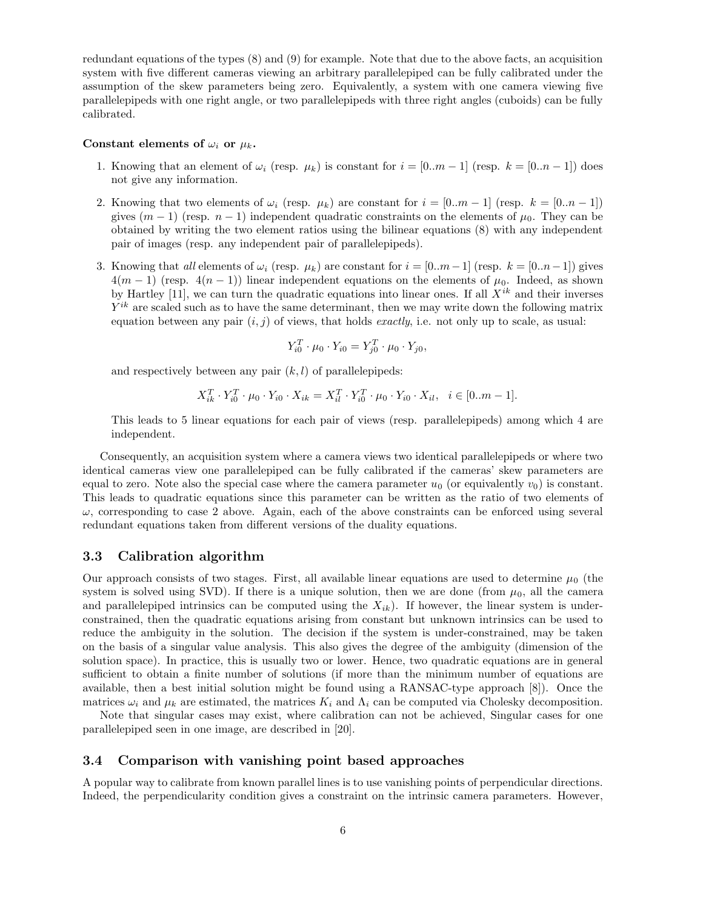redundant equations of the types (8) and (9) for example. Note that due to the above facts, an acquisition system with five different cameras viewing an arbitrary parallelepiped can be fully calibrated under the assumption of the skew parameters being zero. Equivalently, a system with one camera viewing five parallelepipeds with one right angle, or two parallelepipeds with three right angles (cuboids) can be fully calibrated.

**Constant elements of $\omega_i$ or $\mu_k$.**

1. Knowing that an element of $\omega_i$ (resp. $\mu_k$) is constant for $i = [0..m-1]$ (resp. $k = [0..n-1]$) does not give any information.
2. Knowing that two elements of $\omega_i$ (resp. $\mu_k$) are constant for $i = [0..m-1]$ (resp. $k = [0..n-1]$) gives $(m-1)$ (resp. $n-1$) independent quadratic constraints on the elements of $\mu_0$. They can be obtained by writing the two element ratios using the bilinear equations (8) with any independent pair of images (resp. any independent pair of parallelepipeds).
3. Knowing that *all* elements of $\omega_i$ (resp. $\mu_k$) are constant for $i = [0..m-1]$ (resp. $k = [0..n-1]$) gives $4(m-1)$ (resp. $4(n-1)$) linear independent equations on the elements of $\mu_0$. Indeed, as shown by Hartley [11], we can turn the quadratic equations into linear ones. If all $X^{ik}$ and their inverses $Y^{ik}$ are scaled such as to have the same determinant, then we may write down the following matrix equation between any pair $(i, j)$ of views, that holds *exactly*, i.e. not only up to scale, as usual:

   $$Y_{i0}^T \cdot \mu_0 \cdot Y_{i0} = Y_{j0}^T \cdot \mu_0 \cdot Y_{j0},$$

   and respectively between any pair $(k, l)$ of parallelepipeds:

   $$X_{ik}^T \cdot Y_{i0}^T \cdot \mu_0 \cdot Y_{i0} \cdot X_{ik} = X_{il}^T \cdot Y_{i0}^T \cdot \mu_0 \cdot Y_{i0} \cdot X_{il}, \quad i \in [0..m-1].$$

   This leads to 5 linear equations for each pair of views (resp. parallelepipeds) among which 4 are independent.

Consequently, an acquisition system where a camera views two identical parallelepipeds or where two identical cameras view one parallelepiped can be fully calibrated if the cameras' skew parameters are equal to zero. Note also the special case where the camera parameter $u_0$ (or equivalently $v_0$) is constant. This leads to quadratic equations since this parameter can be written as the ratio of two elements of $\omega$, corresponding to case 2 above. Again, each of the above constraints can be enforced using several redundant equations taken from different versions of the duality equations.

### 3.3 Calibration algorithm

Our approach consists of two stages. First, all available linear equations are used to determine $\mu_0$ (the system is solved using SVD). If there is a unique solution, then we are done (from $\mu_0$, all the camera and parallelepiped intrinsics can be computed using the $X_{ik}$). If however, the linear system is under-constrained, then the quadratic equations arising from constant but unknown intrinsics can be used to reduce the ambiguity in the solution. The decision if the system is under-constrained, may be taken on the basis of a singular value analysis. This also gives the degree of the ambiguity (dimension of the solution space). In practice, this is usually two or lower. Hence, two quadratic equations are in general sufficient to obtain a finite number of solutions (if more than the minimum number of equations are available, then a best initial solution might be found using a RANSAC-type approach [8]). Once the matrices $\omega_i$ and $\mu_k$ are estimated, the matrices $K_i$ and $\Lambda_i$ can be computed via Cholesky decomposition.

Note that singular cases may exist, where calibration can not be achieved, Singular cases for one parallelepiped seen in one image, are described in [20].

### 3.4 Comparison with vanishing point based approaches

A popular way to calibrate from known parallel lines is to use vanishing points of perpendicular directions. Indeed, the perpendicularity condition gives a constraint on the intrinsic camera parameters. However,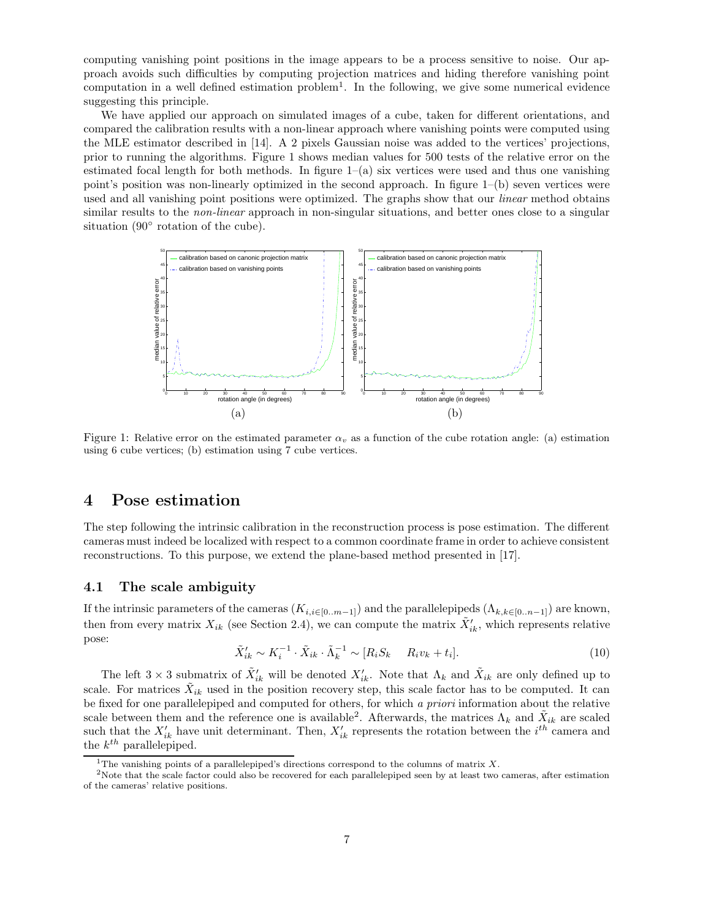computing vanishing point positions in the image appears to be a process sensitive to noise. Our approach avoids such difficulties by computing projection matrices and hiding therefore vanishing point computation in a well defined estimation problem[1]. In the following, we give some numerical evidence suggesting this principle.

We have applied our approach on simulated images of a cube, taken for different orientations, and compared the calibration results with a non-linear approach where vanishing points were computed using the MLE estimator described in [14]. A 2 pixels Gaussian noise was added to the vertices' projections, prior to running the algorithms. Figure 1 shows median values for 500 tests of the relative error on the estimated focal length for both methods. In figure 1–(a) six vertices were used and thus one vanishing point's position was non-linearly optimized in the second approach. In figure 1–(b) seven vertices were used and all vanishing point positions were optimized. The graphs show that our *linear* method obtains similar results to the *non-linear* approach in non-singular situations, and better ones close to a singular situation (90° rotation of the cube).

Figure 1: Relative error on the estimated parameter $\alpha_v$ as a function of the cube rotation angle: (a) estimation using 6 cube vertices; (b) estimation using 7 cube vertices.

# 4 Pose estimation

The step following the intrinsic calibration in the reconstruction process is pose estimation. The different cameras must indeed be localized with respect to a common coordinate frame in order to achieve consistent reconstructions. To this purpose, we extend the plane-based method presented in [17].

## 4.1 The scale ambiguity

If the intrinsic parameters of the cameras ($K_{i,i\in[0..m-1]}$) and the parallelepipeds ($\Lambda_{k,k\in[0..n-1]}$) are known, then from every matrix $X_{ik}$ (see Section 2.4), we can compute the matrix $\tilde{X}'_{ik}$, which represents relative pose:

$$\tilde{X}'_{ik} \sim K_i^{-1} \cdot \tilde{X}_{ik} \cdot \tilde{\Lambda}_k^{-1} \sim [R_i S_k \quad R_i v_k + t_i]. \tag{10}$$

The left $3 \times 3$ submatrix of $\tilde{X}'_{ik}$ will be denoted $X'_{ik}$. Note that $\Lambda_k$ and $\tilde{X}_{ik}$ are only defined up to scale. For matrices $\tilde{X}_{ik}$ used in the position recovery step, this scale factor has to be computed. It can be fixed for one parallelepiped and computed for others, for which *a priori* information about the relative scale between them and the reference one is available[2]. Afterwards, the matrices $\Lambda_k$ and $\tilde{X}_{ik}$ are scaled such that the $X'_{ik}$ have unit determinant. Then, $X'_{ik}$ represents the rotation between the $i^{th}$ camera and the $k^{th}$ parallelepiped.

[1] The vanishing points of a parallelepiped's directions correspond to the columns of matrix $X$.

[2] Note that the scale factor could also be recovered for each parallelepiped seen by at least two cameras, after estimation of the cameras' relative positions.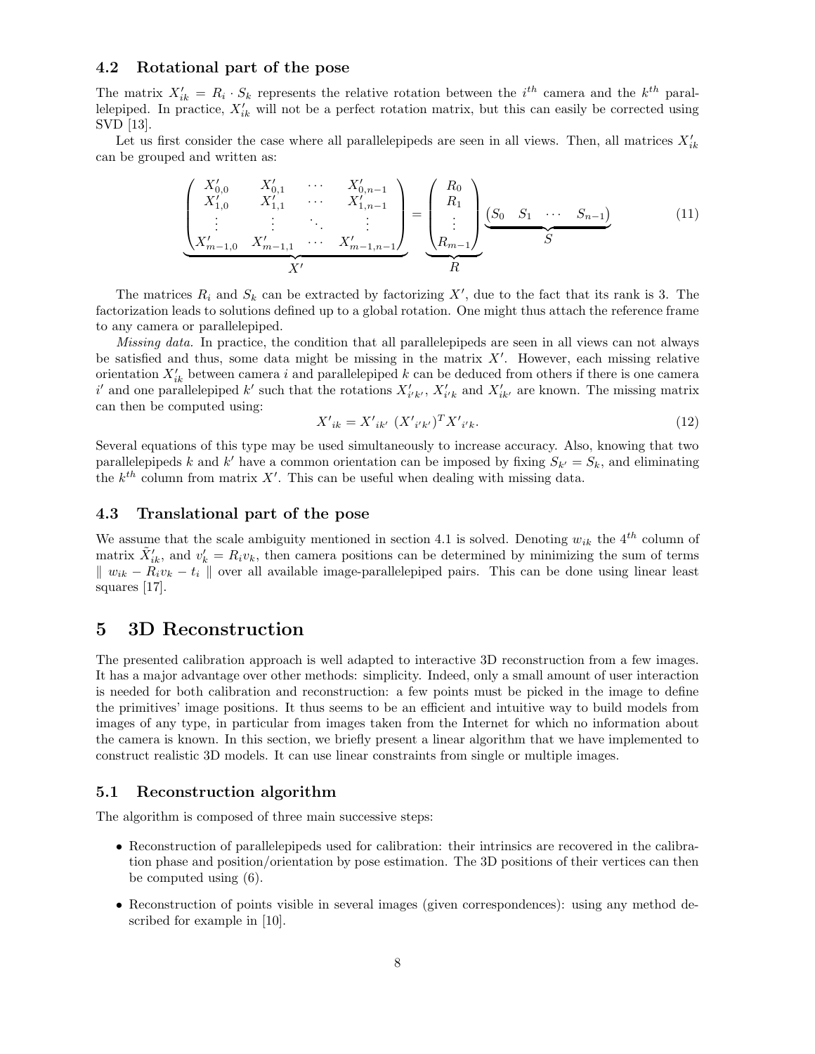### 4.2 Rotational part of the pose

The matrix $X'_{ik} = R_i \cdot S_k$ represents the relative rotation between the $i^{th}$ camera and the $k^{th}$ parallelepiped. In practice, $X'_{ik}$ will not be a perfect rotation matrix, but this can easily be corrected using SVD [13].

Let us first consider the case where all parallelepipeds are seen in all views. Then, all matrices $X'_{ik}$ can be grouped and written as:

$$\underbrace{\begin{pmatrix} X'_{0,0} & X'_{0,1} & \cdots & X'_{0,n-1} \\ X'_{1,0} & X'_{1,1} & \cdots & X'_{1,n-1} \\ \vdots & \vdots & \ddots & \vdots \\ X'_{m-1,0} & X'_{m-1,1} & \cdots & X'_{m-1,n-1} \end{pmatrix}}_{X'} = \underbrace{\begin{pmatrix} R_0 \\ R_1 \\ \vdots \\ R_{m-1} \end{pmatrix}}_{R} \underbrace{\begin{pmatrix} S_0 & S_1 & \cdots & S_{n-1} \end{pmatrix}}_{S} \tag{11}$$

The matrices $R_i$ and $S_k$ can be extracted by factorizing $X'$, due to the fact that its rank is 3. The factorization leads to solutions defined up to a global rotation. One might thus attach the reference frame to any camera or parallelepiped.

*Missing data.* In practice, the condition that all parallelepipeds are seen in all views can not always be satisfied and thus, some data might be missing in the matrix $X'$. However, each missing relative orientation $X'_{ik}$ between camera $i$ and parallelepiped $k$ can be deduced from others if there is one camera $i'$ and one parallelepiped $k'$ such that the rotations $X'_{i'k'}$, $X'_{i'k}$ and $X'_{ik'}$ are known. The missing matrix can then be computed using:

$$X'_{ik} = X'_{ik'} \; (X'_{i'k'})^T X'_{i'k}. \tag{12}$$

Several equations of this type may be used simultaneously to increase accuracy. Also, knowing that two parallelepipeds $k$ and $k'$ have a common orientation can be imposed by fixing $S_{k'} = S_k$, and eliminating the $k^{th}$ column from matrix $X'$. This can be useful when dealing with missing data.

### 4.3 Translational part of the pose

We assume that the scale ambiguity mentioned in section 4.1 is solved. Denoting $w_{ik}$ the $4^{th}$ column of matrix $\tilde{X}'_{ik}$, and $v'_k = R_i v_k$, then camera positions can be determined by minimizing the sum of terms $\| \; w_{ik} - R_i v_k - t_i \; \|$ over all available image-parallelepiped pairs. This can be done using linear least squares [17].

## 5 3D Reconstruction

The presented calibration approach is well adapted to interactive 3D reconstruction from a few images. It has a major advantage over other methods: simplicity. Indeed, only a small amount of user interaction is needed for both calibration and reconstruction: a few points must be picked in the image to define the primitives' image positions. It thus seems to be an efficient and intuitive way to build models from images of any type, in particular from images taken from the Internet for which no information about the camera is known. In this section, we briefly present a linear algorithm that we have implemented to construct realistic 3D models. It can use linear constraints from single or multiple images.

### 5.1 Reconstruction algorithm

The algorithm is composed of three main successive steps:

- Reconstruction of parallelepipeds used for calibration: their intrinsics are recovered in the calibration phase and position/orientation by pose estimation. The 3D positions of their vertices can then be computed using (6).
- Reconstruction of points visible in several images (given correspondences): using any method described for example in [10].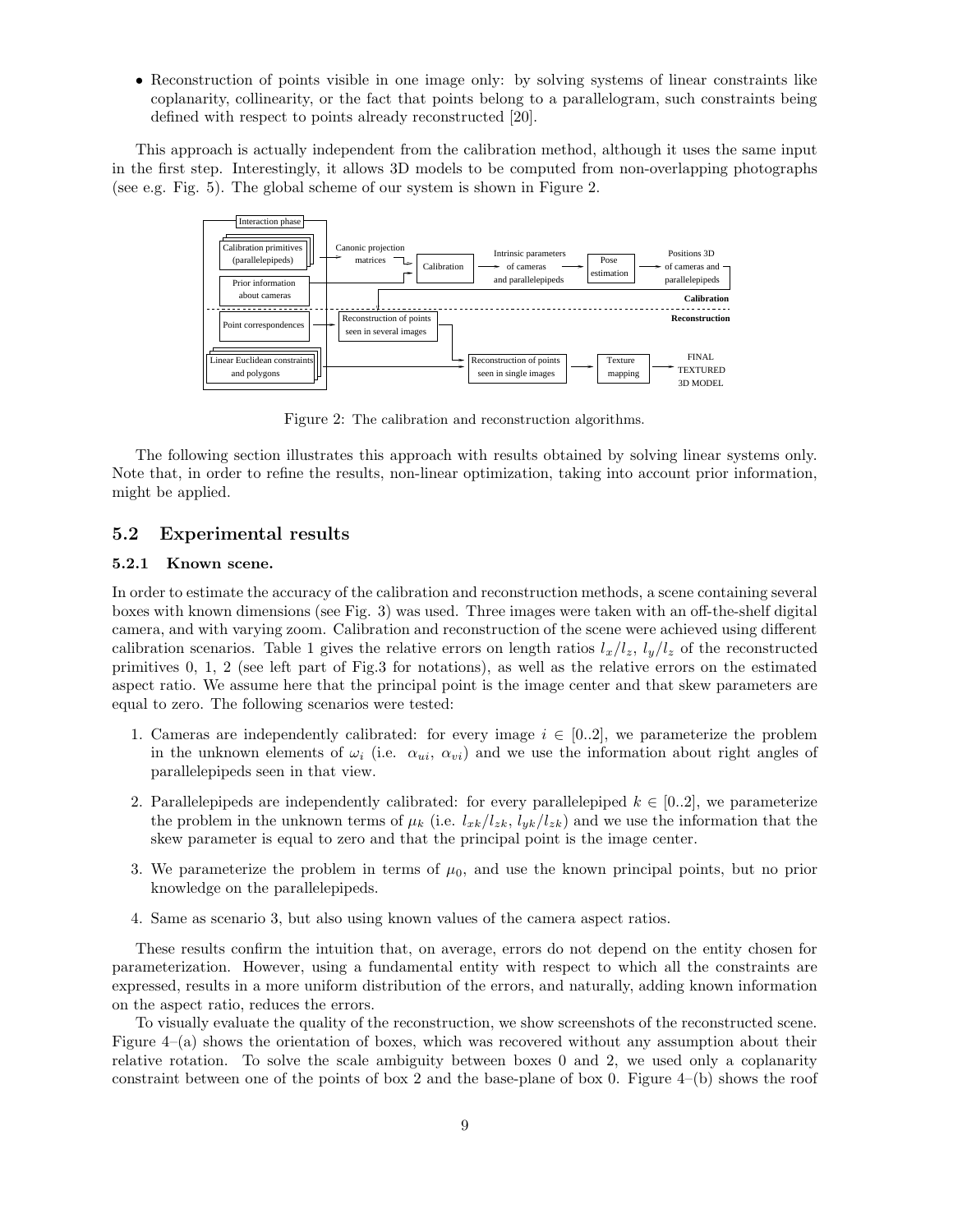- Reconstruction of points visible in one image only: by solving systems of linear constraints like coplanarity, collinearity, or the fact that points belong to a parallelogram, such constraints being defined with respect to points already reconstructed [20].

This approach is actually independent from the calibration method, although it uses the same input in the first step. Interestingly, it allows 3D models to be computed from non-overlapping photographs (see e.g. Fig. 5). The global scheme of our system is shown in Figure 2.

Figure 2: The calibration and reconstruction algorithms.

The following section illustrates this approach with results obtained by solving linear systems only. Note that, in order to refine the results, non-linear optimization, taking into account prior information, might be applied.

## 5.2 Experimental results

### 5.2.1 Known scene.

In order to estimate the accuracy of the calibration and reconstruction methods, a scene containing several boxes with known dimensions (see Fig. 3) was used. Three images were taken with an off-the-shelf digital camera, and with varying zoom. Calibration and reconstruction of the scene were achieved using different calibration scenarios. Table 1 gives the relative errors on length ratios $l_x/l_z$, $l_y/l_z$ of the reconstructed primitives 0, 1, 2 (see left part of Fig.3 for notations), as well as the relative errors on the estimated aspect ratio. We assume here that the principal point is the image center and that skew parameters are equal to zero. The following scenarios were tested:

1. Cameras are independently calibrated: for every image $i \in [0..2]$, we parameterize the problem in the unknown elements of $\omega_i$ (i.e. $\alpha_{ui}$, $\alpha_{vi}$) and we use the information about right angles of parallelepipeds seen in that view.
2. Parallelepipeds are independently calibrated: for every parallelepiped $k \in [0..2]$, we parameterize the problem in the unknown terms of $\mu_k$ (i.e. $l_{xk}/l_{zk}$, $l_{yk}/l_{zk}$) and we use the information that the skew parameter is equal to zero and that the principal point is the image center.
3. We parameterize the problem in terms of $\mu_0$, and use the known principal points, but no prior knowledge on the parallelepipeds.
4. Same as scenario 3, but also using known values of the camera aspect ratios.

These results confirm the intuition that, on average, errors do not depend on the entity chosen for parameterization. However, using a fundamental entity with respect to which all the constraints are expressed, results in a more uniform distribution of the errors, and naturally, adding known information on the aspect ratio, reduces the errors.

To visually evaluate the quality of the reconstruction, we show screenshots of the reconstructed scene. Figure 4–(a) shows the orientation of boxes, which was recovered without any assumption about their relative rotation. To solve the scale ambiguity between boxes 0 and 2, we used only a coplanarity constraint between one of the points of box 2 and the base-plane of box 0. Figure 4–(b) shows the roof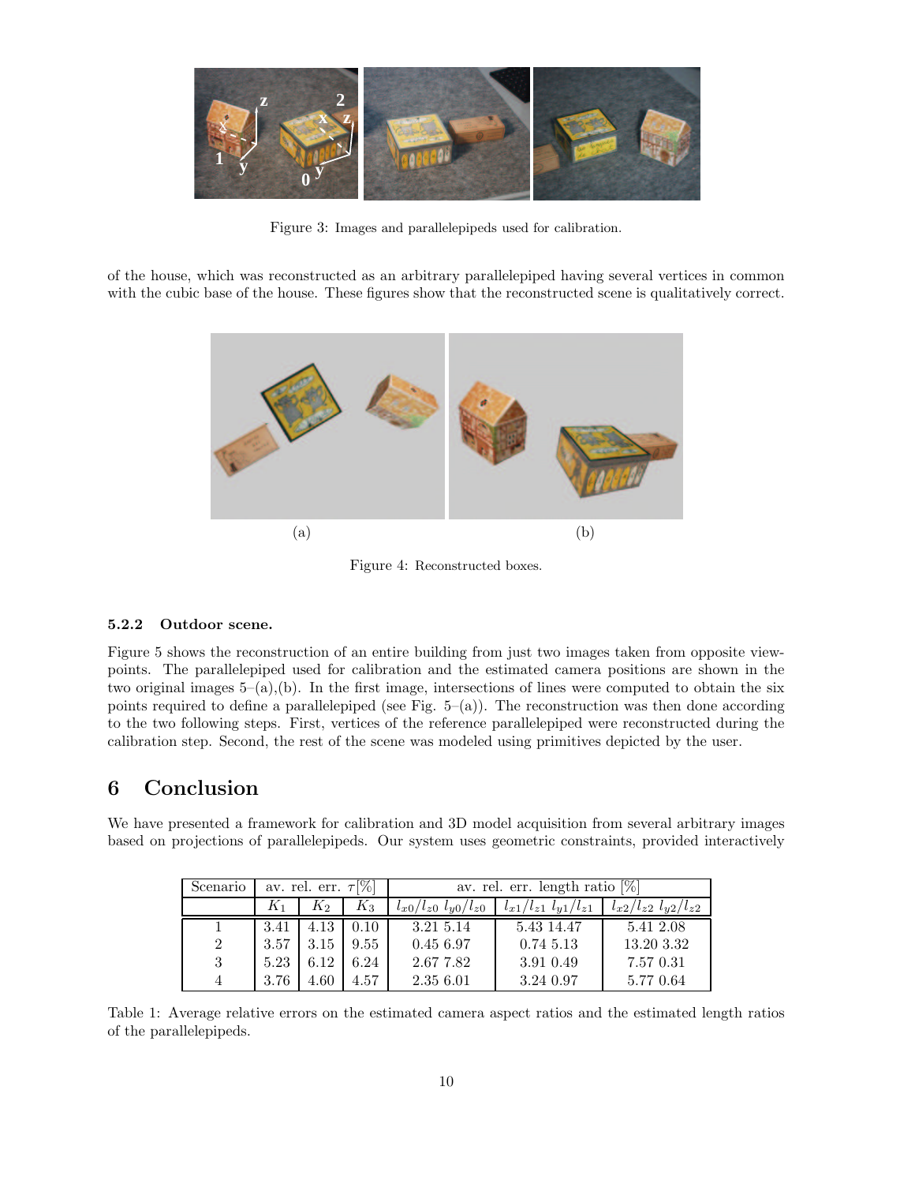Figure 3: Images and parallelepipeds used for calibration.

of the house, which was reconstructed as an arbitrary parallelepiped having several vertices in common with the cubic base of the house. These figures show that the reconstructed scene is qualitatively correct.

(a) (b)

Figure 4: Reconstructed boxes.

#### 5.2.2 Outdoor scene.

Figure 5 shows the reconstruction of an entire building from just two images taken from opposite viewpoints. The parallelepiped used for calibration and the estimated camera positions are shown in the two original images 5–(a),(b). In the first image, intersections of lines were computed to obtain the six points required to define a parallelepiped (see Fig. 5–(a)). The reconstruction was then done according to the two following steps. First, vertices of the reference parallelepiped were reconstructed during the calibration step. Second, the rest of the scene was modeled using primitives depicted by the user.

## 6 Conclusion

We have presented a framework for calibration and 3D model acquisition from several arbitrary images based on projections of parallelepipeds. Our system uses geometric constraints, provided interactively

| Scenario | av. rel. err. $\tau$[%] | | | av. rel. err. length ratio [%] | | |
|---|---|---|---|---|---|---|
| | $K_1$ | $K_2$ | $K_3$ | $l_{x0}/l_{z0}$ $l_{y0}/l_{z0}$ | $l_{x1}/l_{z1}$ $l_{y1}/l_{z1}$ | $l_{x2}/l_{z2}$ $l_{y2}/l_{z2}$ |
| 1 | 3.41 | 4.13 | 0.10 | 3.21 5.14 | 5.43 14.47 | 5.41 2.08 |
| 2 | 3.57 | 3.15 | 9.55 | 0.45 6.97 | 0.74 5.13 | 13.20 3.32 |
| 3 | 5.23 | 6.12 | 6.24 | 2.67 7.82 | 3.91 0.49 | 7.57 0.31 |
| 4 | 3.76 | 4.60 | 4.57 | 2.35 6.01 | 3.24 0.97 | 5.77 0.64 |

Table 1: Average relative errors on the estimated camera aspect ratios and the estimated length ratios of the parallelepipeds.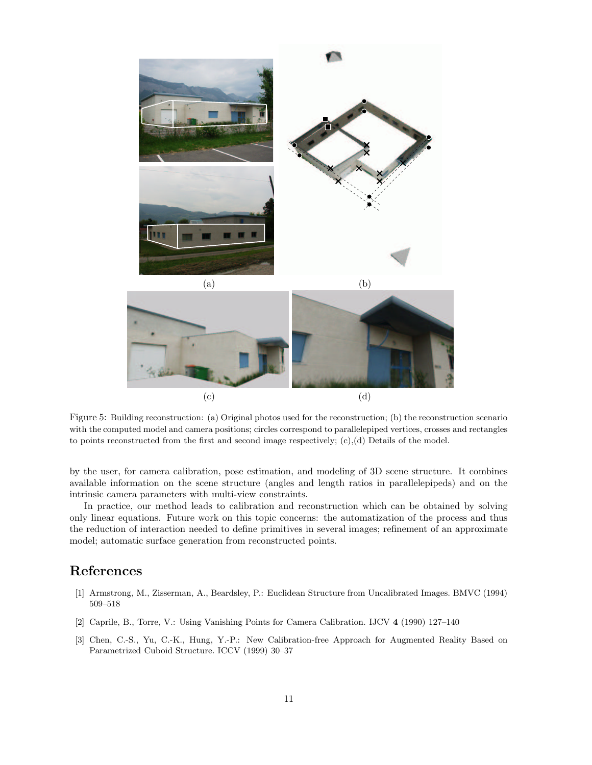(a)

(b)

(c)

(d)

Figure 5: Building reconstruction: (a) Original photos used for the reconstruction; (b) the reconstruction scenario with the computed model and camera positions; circles correspond to parallelepiped vertices, crosses and rectangles to points reconstructed from the first and second image respectively; (c),(d) Details of the model.

by the user, for camera calibration, pose estimation, and modeling of 3D scene structure. It combines available information on the scene structure (angles and length ratios in parallelepipeds) and on the intrinsic camera parameters with multi-view constraints.

In practice, our method leads to calibration and reconstruction which can be obtained by solving only linear equations. Future work on this topic concerns: the automatization of the process and thus the reduction of interaction needed to define primitives in several images; refinement of an approximate model; automatic surface generation from reconstructed points.

## References

[1] Armstrong, M., Zisserman, A., Beardsley, P.: Euclidean Structure from Uncalibrated Images. BMVC (1994) 509–518

[2] Caprile, B., Torre, V.: Using Vanishing Points for Camera Calibration. IJCV **4** (1990) 127–140

[3] Chen, C.-S., Yu, C.-K., Hung, Y.-P.: New Calibration-free Approach for Augmented Reality Based on Parametrized Cuboid Structure. ICCV (1999) 30–37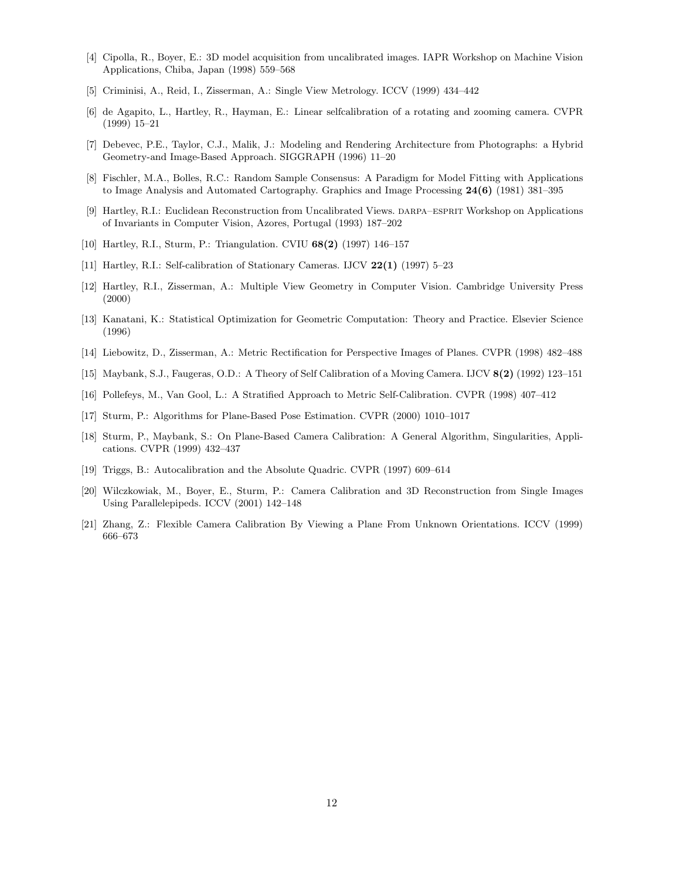[4] Cipolla, R., Boyer, E.: 3D model acquisition from uncalibrated images. IAPR Workshop on Machine Vision Applications, Chiba, Japan (1998) 559–568

[5] Criminisi, A., Reid, I., Zisserman, A.: Single View Metrology. ICCV (1999) 434–442

[6] de Agapito, L., Hartley, R., Hayman, E.: Linear selfcalibration of a rotating and zooming camera. CVPR (1999) 15–21

[7] Debevec, P.E., Taylor, C.J., Malik, J.: Modeling and Rendering Architecture from Photographs: a Hybrid Geometry-and Image-Based Approach. SIGGRAPH (1996) 11–20

[8] Fischler, M.A., Bolles, R.C.: Random Sample Consensus: A Paradigm for Model Fitting with Applications to Image Analysis and Automated Cartography. Graphics and Image Processing **24(6)** (1981) 381–395

[9] Hartley, R.I.: Euclidean Reconstruction from Uncalibrated Views. DARPA–ESPRIT Workshop on Applications of Invariants in Computer Vision, Azores, Portugal (1993) 187–202

[10] Hartley, R.I., Sturm, P.: Triangulation. CVIU **68(2)** (1997) 146–157

[11] Hartley, R.I.: Self-calibration of Stationary Cameras. IJCV **22(1)** (1997) 5–23

[12] Hartley, R.I., Zisserman, A.: Multiple View Geometry in Computer Vision. Cambridge University Press (2000)

[13] Kanatani, K.: Statistical Optimization for Geometric Computation: Theory and Practice. Elsevier Science (1996)

[14] Liebowitz, D., Zisserman, A.: Metric Rectification for Perspective Images of Planes. CVPR (1998) 482–488

[15] Maybank, S.J., Faugeras, O.D.: A Theory of Self Calibration of a Moving Camera. IJCV **8(2)** (1992) 123–151

[16] Pollefeys, M., Van Gool, L.: A Stratified Approach to Metric Self-Calibration. CVPR (1998) 407–412

[17] Sturm, P.: Algorithms for Plane-Based Pose Estimation. CVPR (2000) 1010–1017

[18] Sturm, P., Maybank, S.: On Plane-Based Camera Calibration: A General Algorithm, Singularities, Applications. CVPR (1999) 432–437

[19] Triggs, B.: Autocalibration and the Absolute Quadric. CVPR (1997) 609–614

[20] Wilczkowiak, M., Boyer, E., Sturm, P.: Camera Calibration and 3D Reconstruction from Single Images Using Parallelepipeds. ICCV (2001) 142–148

[21] Zhang, Z.: Flexible Camera Calibration By Viewing a Plane From Unknown Orientations. ICCV (1999) 666–673